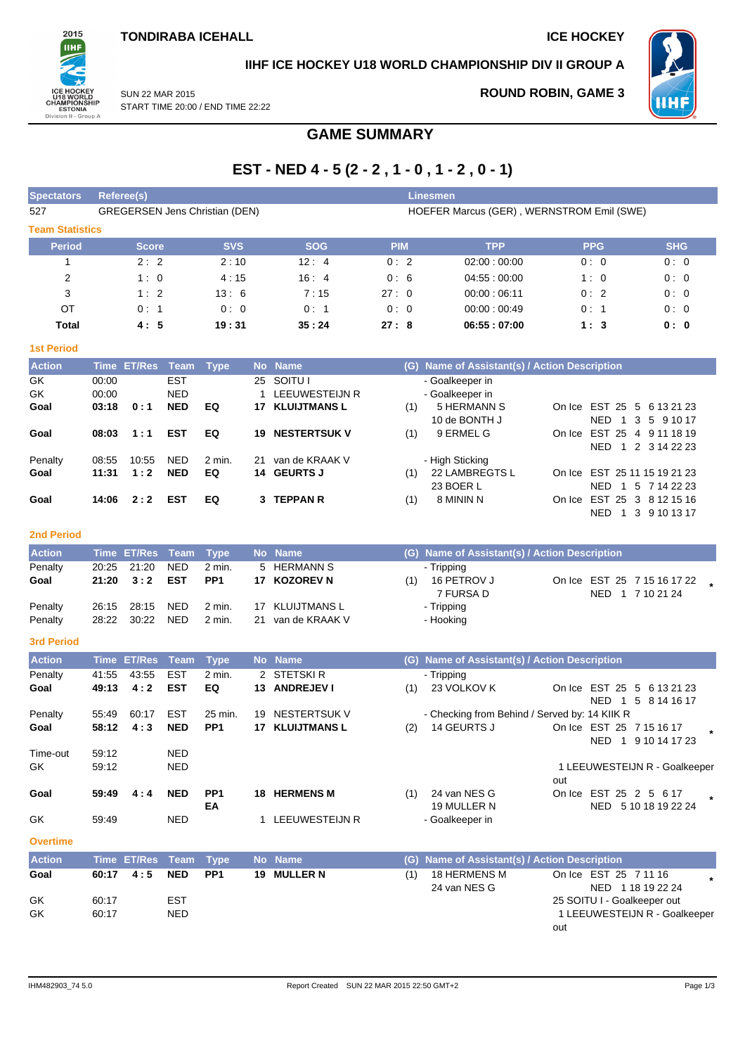**TONDIRABA ICEHALL**

**ICE HOCKEY**

**IIHF ICE HOCKEY U18 WORLD CHAMPIONSHIP DIV II GROUP A**

SUN 22 MAR 2015
START TIME 20:00 / END TIME 22:22

**ROUND ROBIN, GAME 3**

## GAME SUMMARY

## EST - NED 4 - 5 (2 - 2 , 1 - 0 , 1 - 2 , 0 - 1)

| Spectators | Referee(s) | Linesmen |
|---|---|---|
| 527 | GREGERSEN Jens Christian (DEN) | HOEFER Marcus (GER) , WERNSTROM Emil (SWE) |

### Team Statistics

| Period | Score | SVS | SOG | PIM | TPP | PPG | SHG |
|---|---|---|---|---|---|---|---|
| 1 | 2 : 2 | 2 : 10 | 12 : 4 | 0 : 2 | 02:00 : 00:00 | 0 : 0 | 0 : 0 |
| 2 | 1 : 0 | 4 : 15 | 16 : 4 | 0 : 6 | 04:55 : 00:00 | 1 : 0 | 0 : 0 |
| 3 | 1 : 2 | 13 : 6 | 7 : 15 | 27 : 0 | 00:00 : 06:11 | 0 : 2 | 0 : 0 |
| OT | 0 : 1 | 0 : 0 | 0 : 1 | 0 : 0 | 00:00 : 00:49 | 0 : 1 | 0 : 0 |
| **Total** | **4 : 5** | **19 : 31** | **35 : 24** | **27 : 8** | **06:55 : 07:00** | **1 : 3** | **0 : 0** |

### 1st Period

| Action | Time | ET/Res | Team | Type | No | Name | (G) | Name of Assistant(s) / Action Description | On Ice |
|---|---|---|---|---|---|---|---|---|---|
| GK | 00:00 | | EST | | 25 | SOITU I | | - Goalkeeper in | |
| GK | 00:00 | | NED | | 1 | LEEUWESTEIJN R | | - Goalkeeper in | |
| **Goal** | **03:18** | **0 : 1** | **NED** | **EQ** | **17** | **KLUIJTMANS L** | (1) | 5 HERMANN S<br>10 de BONTH J | On Ice EST 25 5 6 13 21 23<br>NED 1 3 5 9 10 17 |
| **Goal** | **08:03** | **1 : 1** | **EST** | **EQ** | **19** | **NESTERTSUK V** | (1) | 9 ERMEL G | On Ice EST 25 4 9 11 18 19<br>NED 1 2 3 14 22 23 |
| Penalty | 08:55 | 10:55 | NED | 2 min. | 21 | van de KRAAK V | | - High Sticking | |
| **Goal** | **11:31** | **1 : 2** | **NED** | **EQ** | **14** | **GEURTS J** | (1) | 22 LAMBREGTS L<br>23 BOER L | On Ice EST 25 11 15 19 21 23<br>NED 1 5 7 14 22 23 |
| **Goal** | **14:06** | **2 : 2** | **EST** | **EQ** | **3** | **TEPPAN R** | (1) | 8 MININ N | On Ice EST 25 3 8 12 15 16<br>NED 1 3 9 10 13 17 |

### 2nd Period

| Action | Time | ET/Res | Team | Type | No | Name | (G) | Name of Assistant(s) / Action Description | On Ice |
|---|---|---|---|---|---|---|---|---|---|
| Penalty | 20:25 | 21:20 | NED | 2 min. | 5 | HERMANN S | | - Tripping | |
| **Goal** | **21:20** | **3 : 2** | **EST** | **PP1** | **17** | **KOZOREV N** | (1) | 16 PETROV J<br>7 FURSA D | On Ice EST 25 7 15 16 17 22<br>NED 1 7 10 21 24 * |
| Penalty | 26:15 | 28:15 | NED | 2 min. | 17 | KLUIJTMANS L | | - Tripping | |
| Penalty | 28:22 | 30:22 | NED | 2 min. | 21 | van de KRAAK V | | - Hooking | |

### 3rd Period

| Action | Time | ET/Res | Team | Type | No | Name | (G) | Name of Assistant(s) / Action Description | On Ice |
|---|---|---|---|---|---|---|---|---|---|
| Penalty | 41:55 | 43:55 | EST | 2 min. | 2 | STETSKI R | | - Tripping | |
| **Goal** | **49:13** | **4 : 2** | **EST** | **EQ** | **13** | **ANDREJEV I** | (1) | 23 VOLKOV K | On Ice EST 25 5 6 13 21 23<br>NED 1 5 8 14 16 17 |
| Penalty | 55:49 | 60:17 | EST | 25 min. | 19 | NESTERTSUK V | | - Checking from Behind / Served by: 14 KIIK R | |
| **Goal** | **58:12** | **4 : 3** | **NED** | **PP1** | **17** | **KLUIJTMANS L** | (2) | 14 GEURTS J | On Ice EST 25 7 15 16 17<br>NED 1 9 10 14 17 23 * |
| Time-out | 59:12 | | NED | | | | | | |
| GK | 59:12 | | NED | | | | | | 1 LEEUWESTEIJN R - Goalkeeper out |
| **Goal** | **59:49** | **4 : 4** | **NED** | **PP1 EA** | **18** | **HERMENS M** | (1) | 24 van NES G<br>19 MULLER N | On Ice EST 25 2 5 6 17<br>NED 5 10 18 19 22 24 * |
| GK | 59:49 | | NED | | 1 | LEEUWESTEIJN R | | - Goalkeeper in | |

### Overtime

| Action | Time | ET/Res | Team | Type | No | Name | (G) | Name of Assistant(s) / Action Description | On Ice |
|---|---|---|---|---|---|---|---|---|---|
| **Goal** | **60:17** | **4 : 5** | **NED** | **PP1** | **19** | **MULLER N** | (1) | 18 HERMENS M<br>24 van NES G | On Ice EST 25 7 11 16<br>NED 1 18 19 22 24 * |
| GK | 60:17 | | EST | | | | | | 25 SOITU I - Goalkeeper out |
| GK | 60:17 | | NED | | | | | | 1 LEEUWESTEIJN R - Goalkeeper out |

IHM482903_74 5.0 Report Created SUN 22 MAR 2015 22:50 GMT+2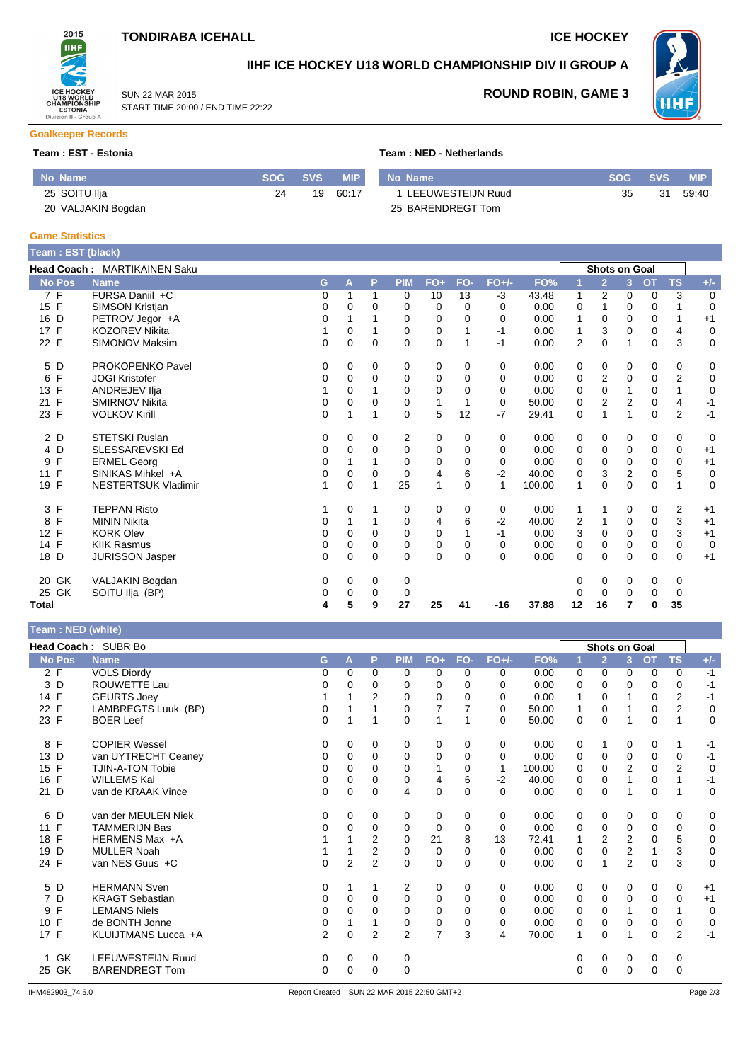**TONDIRABA ICEHALL** — **ICE HOCKEY**

# IIHF ICE HOCKEY U18 WORLD CHAMPIONSHIP DIV II GROUP A

SUN 22 MAR 2015
START TIME 20:00 / END TIME 22:22

**ROUND ROBIN, GAME 3**

## Goalkeeper Records

**Team : EST - Estonia**

| No | Name | SOG | SVS | MIP |
|---|---|---|---|---|
| 25 | SOITU Ilja | 24 | 19 | 60:17 |
| 20 | VALJAKIN Bogdan | | | |

**Team : NED - Netherlands**

| No | Name | SOG | SVS | MIP |
|---|---|---|---|---|
| 1 | LEEUWESTEIJN Ruud | 35 | 31 | 59:40 |
| 25 | BARENDREGT Tom | | | |

## Game Statistics

**Team : EST (black)**

**Head Coach : MARTIKAINEN Saku**

| No | Pos | Name | G | A | P | PIM | FO+ | FO- | FO+/- | FO% | Shots on Goal 1 | 2 | 3 | OT | TS | +/- |
|---|---|---|---|---|---|---|---|---|---|---|---|---|---|---|---|---|
| 7 | F | FURSA Daniil +C | 0 | 1 | 1 | 0 | 10 | 13 | -3 | 43.48 | 1 | 2 | 0 | 0 | 3 | 0 |
| 15 | F | SIMSON Kristjan | 0 | 0 | 0 | 0 | 0 | 0 | 0 | 0.00 | 0 | 1 | 0 | 0 | 1 | 0 |
| 16 | D | PETROV Jegor +A | 0 | 1 | 1 | 0 | 0 | 0 | 0 | 0.00 | 1 | 0 | 0 | 0 | 1 | +1 |
| 17 | F | KOZOREV Nikita | 1 | 0 | 1 | 0 | 0 | 1 | -1 | 0.00 | 1 | 3 | 0 | 0 | 4 | 0 |
| 22 | F | SIMONOV Maksim | 0 | 0 | 0 | 0 | 0 | 1 | -1 | 0.00 | 2 | 0 | 1 | 0 | 3 | 0 |
| 5 | D | PROKOPENKO Pavel | 0 | 0 | 0 | 0 | 0 | 0 | 0 | 0.00 | 0 | 0 | 0 | 0 | 0 | 0 |
| 6 | F | JOGI Kristofer | 0 | 0 | 0 | 0 | 0 | 0 | 0 | 0.00 | 0 | 2 | 0 | 0 | 2 | 0 |
| 13 | F | ANDREJEV Ilja | 1 | 0 | 1 | 0 | 0 | 0 | 0 | 0.00 | 0 | 0 | 1 | 0 | 1 | 0 |
| 21 | F | SMIRNOV Nikita | 0 | 0 | 0 | 0 | 1 | 1 | 0 | 50.00 | 0 | 2 | 2 | 0 | 4 | -1 |
| 23 | F | VOLKOV Kirill | 0 | 1 | 1 | 0 | 5 | 12 | -7 | 29.41 | 0 | 1 | 1 | 0 | 2 | -1 |
| 2 | D | STETSKI Ruslan | 0 | 0 | 0 | 2 | 0 | 0 | 0 | 0.00 | 0 | 0 | 0 | 0 | 0 | 0 |
| 4 | D | SLESSAREVSKI Ed | 0 | 0 | 0 | 0 | 0 | 0 | 0 | 0.00 | 0 | 0 | 0 | 0 | 0 | +1 |
| 9 | F | ERMEL Georg | 0 | 1 | 1 | 0 | 0 | 0 | 0 | 0.00 | 0 | 0 | 0 | 0 | 0 | +1 |
| 11 | F | SINIKAS Mihkel +A | 0 | 0 | 0 | 0 | 4 | 6 | -2 | 40.00 | 0 | 3 | 2 | 0 | 5 | 0 |
| 19 | F | NESTERTSUK Vladimir | 1 | 0 | 1 | 25 | 1 | 0 | 1 | 100.00 | 1 | 0 | 0 | 0 | 1 | 0 |
| 3 | F | TEPPAN Risto | 1 | 0 | 1 | 0 | 0 | 0 | 0 | 0.00 | 1 | 1 | 0 | 0 | 2 | +1 |
| 8 | F | MININ Nikita | 0 | 1 | 1 | 0 | 4 | 6 | -2 | 40.00 | 2 | 1 | 0 | 0 | 3 | +1 |
| 12 | F | KORK Olev | 0 | 0 | 0 | 0 | 0 | 1 | -1 | 0.00 | 3 | 0 | 0 | 0 | 3 | +1 |
| 14 | F | KIIK Rasmus | 0 | 0 | 0 | 0 | 0 | 0 | 0 | 0.00 | 0 | 0 | 0 | 0 | 0 | 0 |
| 18 | D | JURISSON Jasper | 0 | 0 | 0 | 0 | 0 | 0 | 0 | 0.00 | 0 | 0 | 0 | 0 | 0 | +1 |
| 20 | GK | VALJAKIN Bogdan | 0 | 0 | 0 | 0 | | | | | 0 | 0 | 0 | 0 | 0 | |
| 25 | GK | SOITU Ilja (BP) | 0 | 0 | 0 | 0 | | | | | 0 | 0 | 0 | 0 | 0 | |
| **Total** | | | **4** | **5** | **9** | **27** | **25** | **41** | **-16** | **37.88** | **12** | **16** | **7** | **0** | **35** | |

**Team : NED (white)**

**Head Coach : SUBR Bo**

| No | Pos | Name | G | A | P | PIM | FO+ | FO- | FO+/- | FO% | Shots on Goal 1 | 2 | 3 | OT | TS | +/- |
|---|---|---|---|---|---|---|---|---|---|---|---|---|---|---|---|---|
| 2 | F | VOLS Diordy | 0 | 0 | 0 | 0 | 0 | 0 | 0 | 0.00 | 0 | 0 | 0 | 0 | 0 | -1 |
| 3 | D | ROUWETTE Lau | 0 | 0 | 0 | 0 | 0 | 0 | 0 | 0.00 | 0 | 0 | 0 | 0 | 0 | -1 |
| 14 | F | GEURTS Joey | 1 | 1 | 2 | 0 | 0 | 0 | 0 | 0.00 | 1 | 0 | 1 | 0 | 2 | -1 |
| 22 | F | LAMBREGTS Luuk (BP) | 0 | 1 | 1 | 0 | 7 | 7 | 0 | 50.00 | 1 | 0 | 1 | 0 | 2 | 0 |
| 23 | F | BOER Leef | 0 | 1 | 1 | 0 | 1 | 1 | 0 | 50.00 | 0 | 0 | 1 | 0 | 1 | 0 |
| 8 | F | COPIER Wessel | 0 | 0 | 0 | 0 | 0 | 0 | 0 | 0.00 | 0 | 1 | 0 | 0 | 1 | -1 |
| 13 | D | van UYTRECHT Ceaney | 0 | 0 | 0 | 0 | 0 | 0 | 0 | 0.00 | 0 | 0 | 0 | 0 | 0 | -1 |
| 15 | F | TJIN-A-TON Tobie | 0 | 0 | 0 | 0 | 1 | 0 | 1 | 100.00 | 0 | 0 | 2 | 0 | 2 | 0 |
| 16 | F | WILLEMS Kai | 0 | 0 | 0 | 0 | 4 | 6 | -2 | 40.00 | 0 | 0 | 1 | 0 | 1 | -1 |
| 21 | D | van de KRAAK Vince | 0 | 0 | 0 | 4 | 0 | 0 | 0 | 0.00 | 0 | 0 | 1 | 0 | 1 | 0 |
| 6 | D | van der MEULEN Niek | 0 | 0 | 0 | 0 | 0 | 0 | 0 | 0.00 | 0 | 0 | 0 | 0 | 0 | 0 |
| 11 | F | TAMMERIJN Bas | 0 | 0 | 0 | 0 | 0 | 0 | 0 | 0.00 | 0 | 0 | 0 | 0 | 0 | 0 |
| 18 | F | HERMENS Max +A | 1 | 1 | 2 | 0 | 21 | 8 | 13 | 72.41 | 1 | 2 | 2 | 0 | 5 | 0 |
| 19 | D | MULLER Noah | 1 | 1 | 2 | 0 | 0 | 0 | 0 | 0.00 | 0 | 0 | 2 | 1 | 3 | 0 |
| 24 | F | van NES Guus +C | 0 | 2 | 2 | 0 | 0 | 0 | 0 | 0.00 | 0 | 1 | 2 | 0 | 3 | 0 |
| 5 | D | HERMANN Sven | 0 | 1 | 1 | 2 | 0 | 0 | 0 | 0.00 | 0 | 0 | 0 | 0 | 0 | +1 |
| 7 | D | KRAGT Sebastian | 0 | 0 | 0 | 0 | 0 | 0 | 0 | 0.00 | 0 | 0 | 0 | 0 | 0 | +1 |
| 9 | F | LEMANS Niels | 0 | 0 | 0 | 0 | 0 | 0 | 0 | 0.00 | 0 | 0 | 1 | 0 | 1 | 0 |
| 10 | F | de BONTH Jonne | 0 | 1 | 1 | 0 | 0 | 0 | 0 | 0.00 | 0 | 0 | 0 | 0 | 0 | 0 |
| 17 | F | KLUIJTMANS Lucca +A | 2 | 0 | 2 | 2 | 7 | 3 | 4 | 70.00 | 1 | 0 | 1 | 0 | 2 | -1 |
| 1 | GK | LEEUWESTEIJN Ruud | 0 | 0 | 0 | 0 | | | | | 0 | 0 | 0 | 0 | 0 | |
| 25 | GK | BARENDREGT Tom | 0 | 0 | 0 | 0 | | | | | 0 | 0 | 0 | 0 | 0 | |

IHM482903_74 5.0 — Report Created SUN 22 MAR 2015 22:50 GMT+2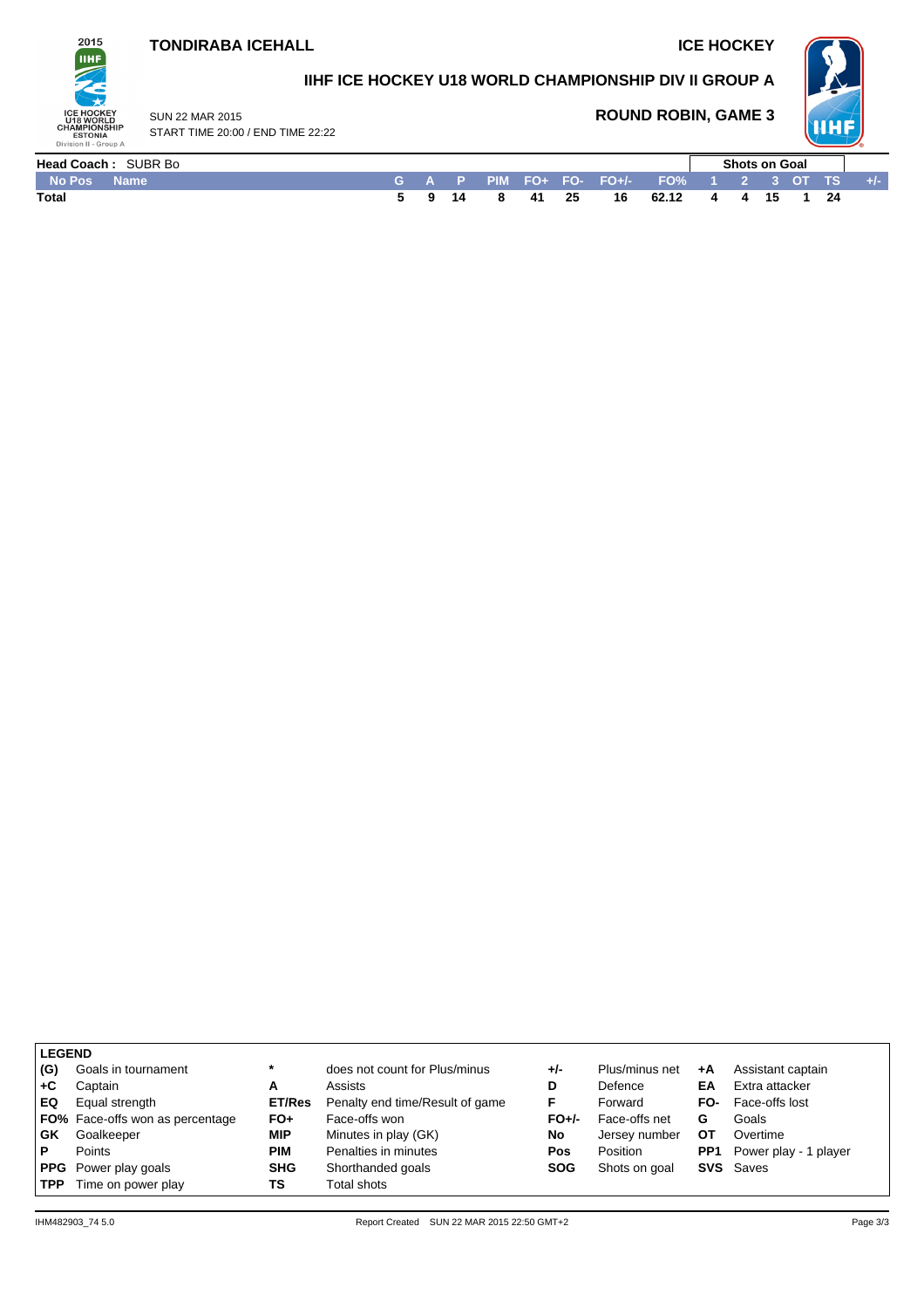**TONDIRABA ICEHALL**

**ICE HOCKEY**

**IIHF ICE HOCKEY U18 WORLD CHAMPIONSHIP DIV II GROUP A**

SUN 22 MAR 2015
START TIME 20:00 / END TIME 22:22

**ROUND ROBIN, GAME 3**

**Head Coach :** SUBR Bo

| No Pos | Name | G | A | P | PIM | FO+ | FO- | FO+/- | FO% | Shots on Goal 1 | 2 | 3 | OT | TS | +/- |
|---|---|---|---|---|---|---|---|---|---|---|---|---|---|---|---|
| **Total** | | 5 | 9 | 14 | 8 | 41 | 25 | 16 | 62.12 | 4 | 4 | 15 | 1 | 24 | |

| LEGEND | | | | | | | |
|---|---|---|---|---|---|---|---|
| (G) | Goals in tournament | * | does not count for Plus/minus | +/- | Plus/minus net | +A | Assistant captain |
| +C | Captain | A | Assists | D | Defence | EA | Extra attacker |
| EQ | Equal strength | ET/Res | Penalty end time/Result of game | F | Forward | FO- | Face-offs lost |
| FO% | Face-offs won as percentage | FO+ | Face-offs won | FO+/- | Face-offs net | G | Goals |
| GK | Goalkeeper | MIP | Minutes in play (GK) | No | Jersey number | OT | Overtime |
| P | Points | PIM | Penalties in minutes | Pos | Position | PP1 | Power play - 1 player |
| PPG | Power play goals | SHG | Shorthanded goals | SOG | Shots on goal | SVS | Saves |
| TPP | Time on power play | TS | Total shots | | | | |

IHM482903_74 5.0 Report Created SUN 22 MAR 2015 22:50 GMT+2